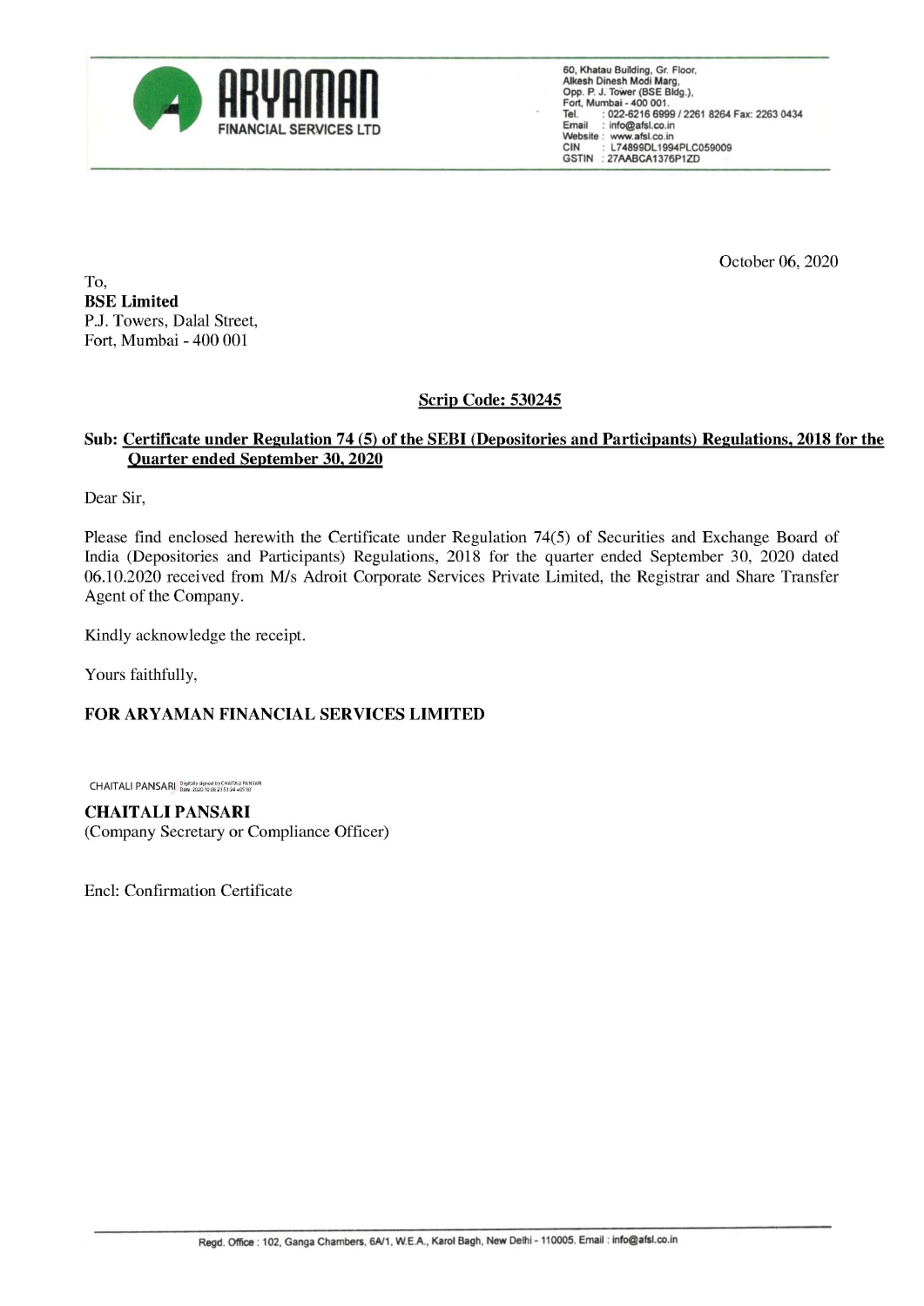**ARYAMAN FINANCIAL SERVICES LTD**

60, Khatau Building, Gr. Floor,
Alkesh Dinesh Modi Marg,
Opp. P. J. Tower (BSE Bldg.),
Fort, Mumbai - 400 001.
Tel. : 022-6216 6999 / 2261 8264 Fax: 2263 0434
Email : info@afsl.co.in
Website : www.afsl.co.in
CIN : L74899DL1994PLC059009
GSTIN : 27AABCA1376P1ZD

October 06, 2020

To,
**BSE Limited**
P.J. Towers, Dalal Street,
Fort, Mumbai - 400 001

**Scrip Code: 530245**

**Sub: Certificate under Regulation 74 (5) of the SEBI (Depositories and Participants) Regulations, 2018 for the Quarter ended September 30, 2020**

Dear Sir,

Please find enclosed herewith the Certificate under Regulation 74(5) of Securities and Exchange Board of India (Depositories and Participants) Regulations, 2018 for the quarter ended September 30, 2020 dated 06.10.2020 received from M/s Adroit Corporate Services Private Limited, the Registrar and Share Transfer Agent of the Company.

Kindly acknowledge the receipt.

Yours faithfully,

**FOR ARYAMAN FINANCIAL SERVICES LIMITED**

CHAITALI PANSARI (Digitally signed by CHAITALI PANSARI)

**CHAITALI PANSARI**
(Company Secretary or Compliance Officer)

Encl: Confirmation Certificate

Regd. Office : 102, Ganga Chambers, 6A/1, W.E.A., Karol Bagh, New Delhi - 110005. Email : info@afsl.co.in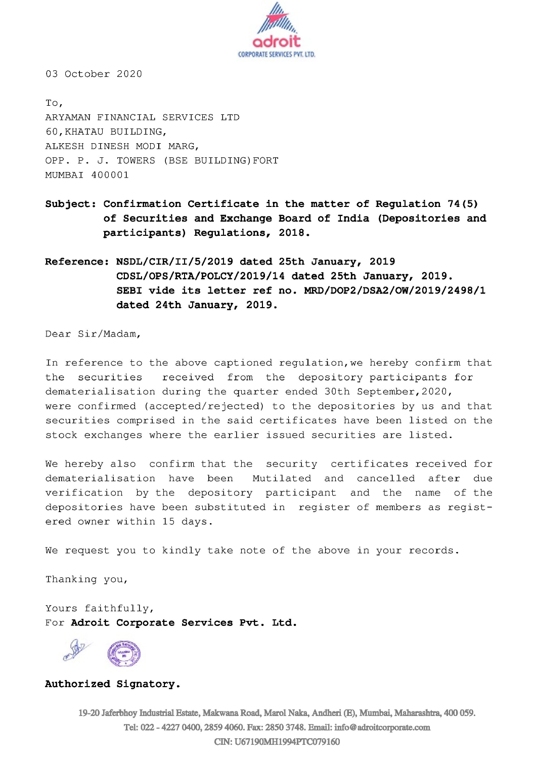adroit
CORPORATE SERVICES PVT. LTD.

03 October 2020

To,
ARYAMAN FINANCIAL SERVICES LTD
60,KHATAU BUILDING,
ALKESH DINESH MODI MARG,
OPP. P. J. TOWERS (BSE BUILDING)FORT
MUMBAI 400001

**Subject: Confirmation Certificate in the matter of Regulation 74(5) of Securities and Exchange Board of India (Depositories and participants) Regulations, 2018.**

**Reference: NSDL/CIR/II/5/2019 dated 25th January, 2019**
**CDSL/OPS/RTA/POLCY/2019/14 dated 25th January, 2019.**
**SEBI vide its letter ref no. MRD/DOP2/DSA2/OW/2019/2498/1 dated 24th January, 2019.**

Dear Sir/Madam,

In reference to the above captioned regulation,we hereby confirm that the securities received from the depository participants for dematerialisation during the quarter ended 30th September,2020, were confirmed (accepted/rejected) to the depositories by us and that securities comprised in the said certificates have been listed on the stock exchanges where the earlier issued securities are listed.

We hereby also confirm that the security certificates received for dematerialisation have been Mutilated and cancelled after due verification by the depository participant and the name of the depositories have been substituted in register of members as registered owner within 15 days.

We request you to kindly take note of the above in your records.

Thanking you,

Yours faithfully,
For **Adroit Corporate Services Pvt. Ltd.**

**Authorized Signatory.**

19-20 Jaferbhoy Industrial Estate, Makwana Road, Marol Naka, Andheri (E), Mumbai, Maharashtra, 400 059.
Tel: 022 - 4227 0400, 2859 4060. Fax: 2850 3748. Email: info@adroitcorporate.com
CIN: U67190MH1994PTC079160